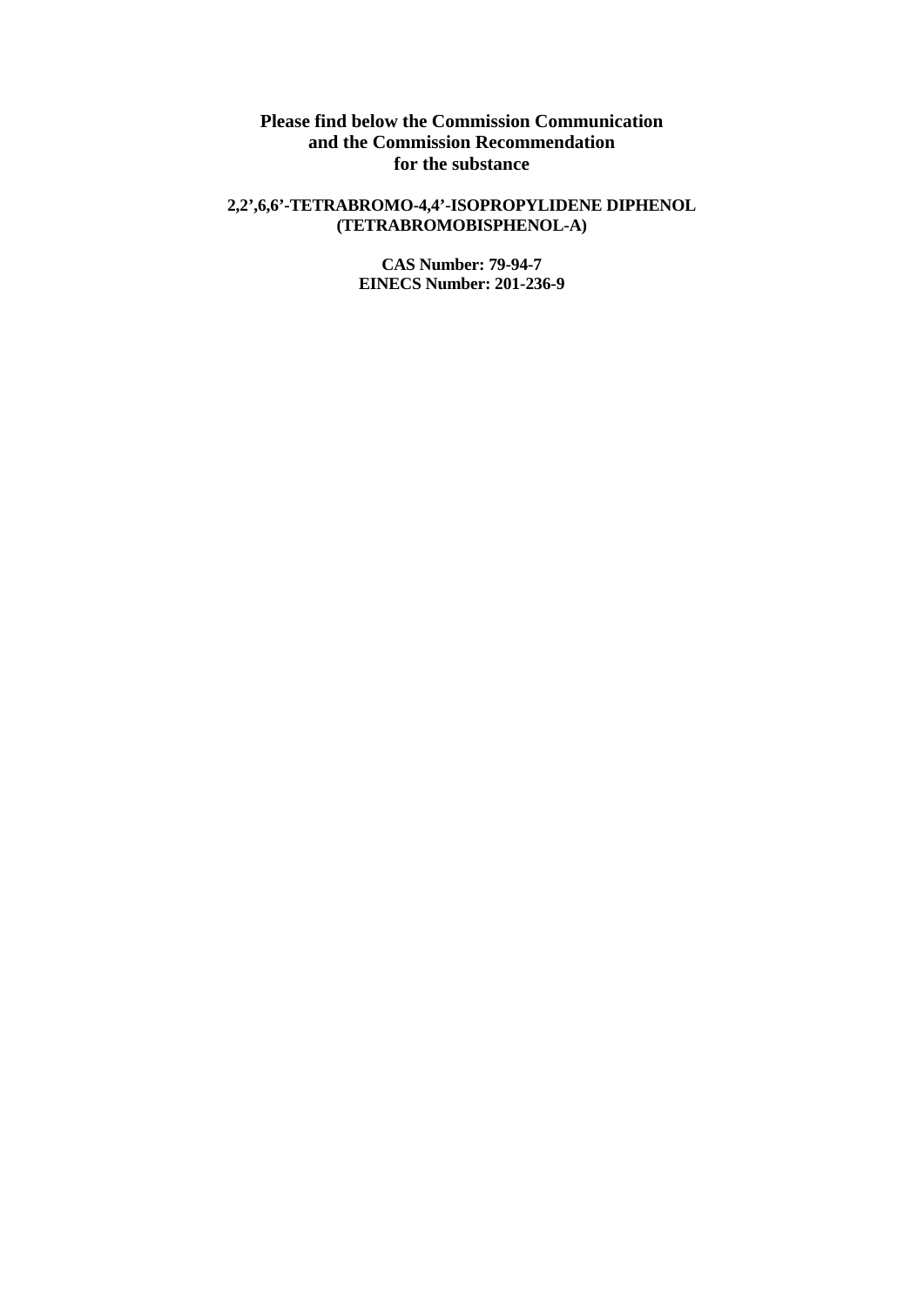**Please find below the Commission Communication and the Commission Recommendation for the substance**

**2,2’,6,6’-TETRABROMO-4,4’-ISOPROPYLIDENE DIPHENOL (TETRABROMOBISPHENOL-A)**

**CAS Number: 79-94-7**
**EINECS Number: 201-236-9**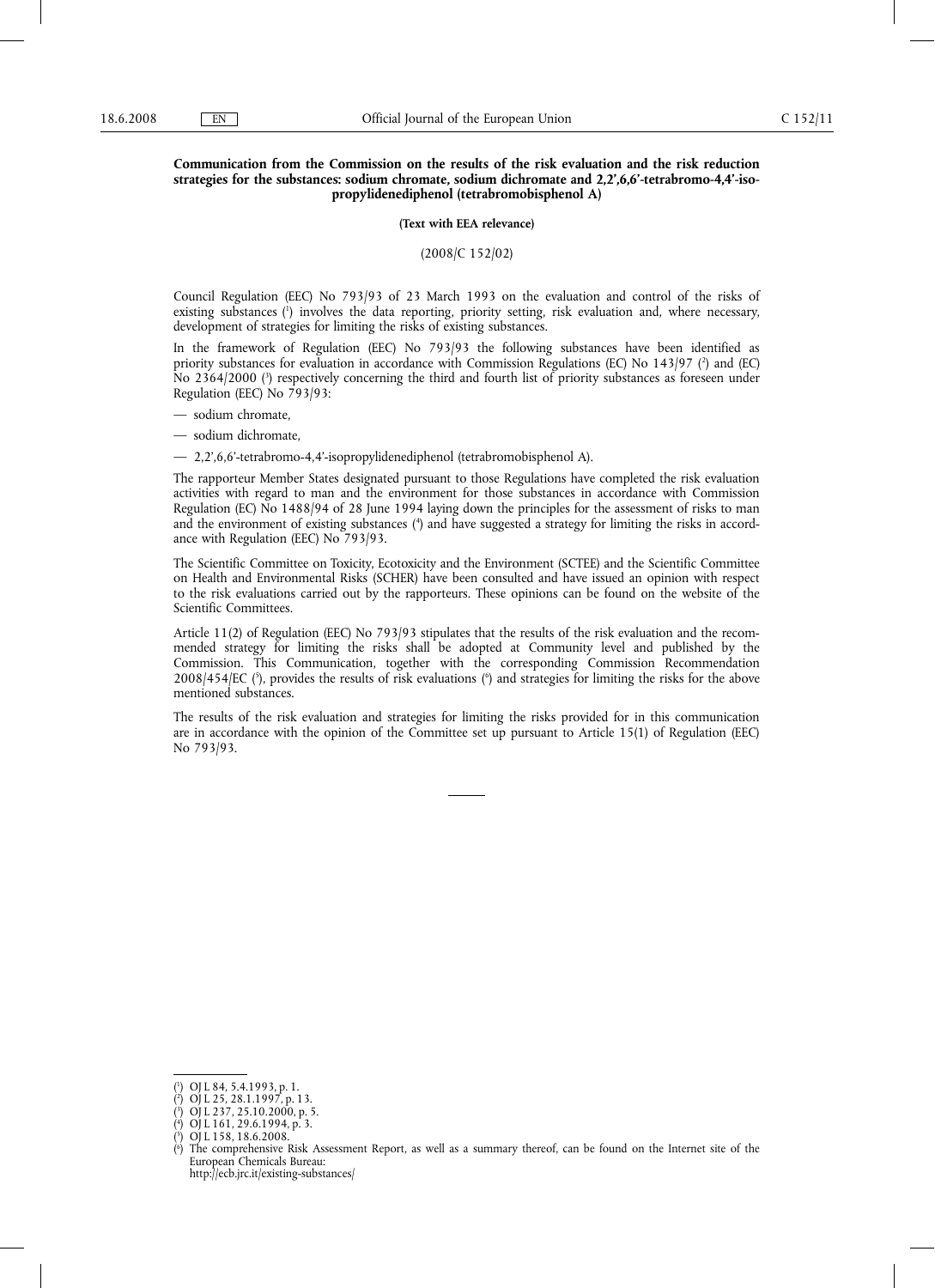**Communication from the Commission on the results of the risk evaluation and the risk reduction strategies for the substances: sodium chromate, sodium dichromate and 2,2',6,6'-tetrabromo-4,4'-isopropylidenediphenol (tetrabromobisphenol A)**

**(Text with EEA relevance)**

(2008/C 152/02)

Council Regulation (EEC) No 793/93 of 23 March 1993 on the evaluation and control of the risks of existing substances ([1]) involves the data reporting, priority setting, risk evaluation and, where necessary, development of strategies for limiting the risks of existing substances.

In the framework of Regulation (EEC) No 793/93 the following substances have been identified as priority substances for evaluation in accordance with Commission Regulations (EC) No 143/97 ([2]) and (EC) No 2364/2000 ([3]) respectively concerning the third and fourth list of priority substances as foreseen under Regulation (EEC) No 793/93:

— sodium chromate,

— sodium dichromate,

— 2,2',6,6'-tetrabromo-4,4'-isopropylidenediphenol (tetrabromobisphenol A).

The rapporteur Member States designated pursuant to those Regulations have completed the risk evaluation activities with regard to man and the environment for those substances in accordance with Commission Regulation (EC) No 1488/94 of 28 June 1994 laying down the principles for the assessment of risks to man and the environment of existing substances ([4]) and have suggested a strategy for limiting the risks in accordance with Regulation (EEC) No 793/93.

The Scientific Committee on Toxicity, Ecotoxicity and the Environment (SCTEE) and the Scientific Committee on Health and Environmental Risks (SCHER) have been consulted and have issued an opinion with respect to the risk evaluations carried out by the rapporteurs. These opinions can be found on the website of the Scientific Committees.

Article 11(2) of Regulation (EEC) No 793/93 stipulates that the results of the risk evaluation and the recommended strategy for limiting the risks shall be adopted at Community level and published by the Commission. This Communication, together with the corresponding Commission Recommendation 2008/454/EC ([5]), provides the results of risk evaluations ([6]) and strategies for limiting the risks for the above mentioned substances.

The results of the risk evaluation and strategies for limiting the risks provided for in this communication are in accordance with the opinion of the Committee set up pursuant to Article 15(1) of Regulation (EEC) No 793/93.

---

([1]) OJ L 84, 5.4.1993, p. 1.

([2]) OJ L 25, 28.1.1997, p. 13.

([3]) OJ L 237, 25.10.2000, p. 5.

([4]) OJ L 161, 29.6.1994, p. 3.

([5]) OJ L 158, 18.6.2008.

([6]) The comprehensive Risk Assessment Report, as well as a summary thereof, can be found on the Internet site of the European Chemicals Bureau: http://ecb.jrc.it/existing-substances/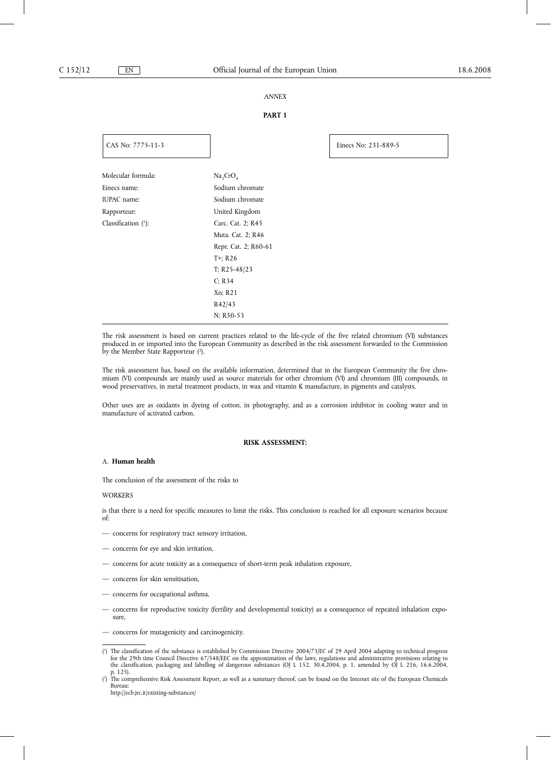*ANNEX*

**PART 1**

| CAS No: 7775-11-3 | Einecs No: 231-889-5 |
|---|---|

| | |
|---|---|
| Molecular formula: | $Na_2CrO_4$ |
| Einecs name: | Sodium chromate |
| IUPAC name: | Sodium chromate |
| Rapporteur: | United Kingdom |
| Classification [1]: | Carc. Cat. 2; R45 |
| | Muta. Cat. 2; R46 |
| | Repr. Cat. 2; R60-61 |
| | T+; R26 |
| | T; R25-48/23 |
| | C; R34 |
| | Xn; R21 |
| | R42/43 |
| | N; R50-53 |

The risk assessment is based on current practices related to the life-cycle of the five related chromium (VI) substances produced in or imported into the European Community as described in the risk assessment forwarded to the Commission by the Member State Rapporteur [2].

The risk assessment has, based on the available information, determined that in the European Community the five chromium (VI) compounds are mainly used as source materials for other chromium (VI) and chromium (III) compounds, in wood preservatives, in metal treatment products, in wax and vitamin K manufacture, in pigments and catalysts.

Other uses are as oxidants in dyeing of cotton, in photography, and as a corrosion inhibitor in cooling water and in manufacture of activated carbon.

**RISK ASSESSMENT:**

A. **Human health**

The conclusion of the assessment of the risks to

WORKERS

is that there is a need for specific measures to limit the risks. This conclusion is reached for all exposure scenarios because of:

- concerns for respiratory tract sensory irritation,
- concerns for eye and skin irritation,
- concerns for acute toxicity as a consequence of short-term peak inhalation exposure,
- concerns for skin sensitisation,
- concerns for occupational asthma,
- concerns for reproductive toxicity (fertility and developmental toxicity) as a consequence of repeated inhalation exposure,
- concerns for mutagenicity and carcinogenicity.

---

[1] The classification of the substance is established by Commission Directive 2004/73/EC of 29 April 2004 adapting to technical progress for the 29th time Council Directive 67/548/EEC on the approximation of the laws, regulations and administrative provisions relating to the classification, packaging and labelling of dangerous substances (OJ L 152, 30.4.2004, p. 1, amended by OJ L 216, 16.6.2004, p. 125).

[2] The comprehensive Risk Assessment Report, as well as a summary thereof, can be found on the Internet site of the European Chemicals Bureau:
http://ecb.jrc.it/existing-substances/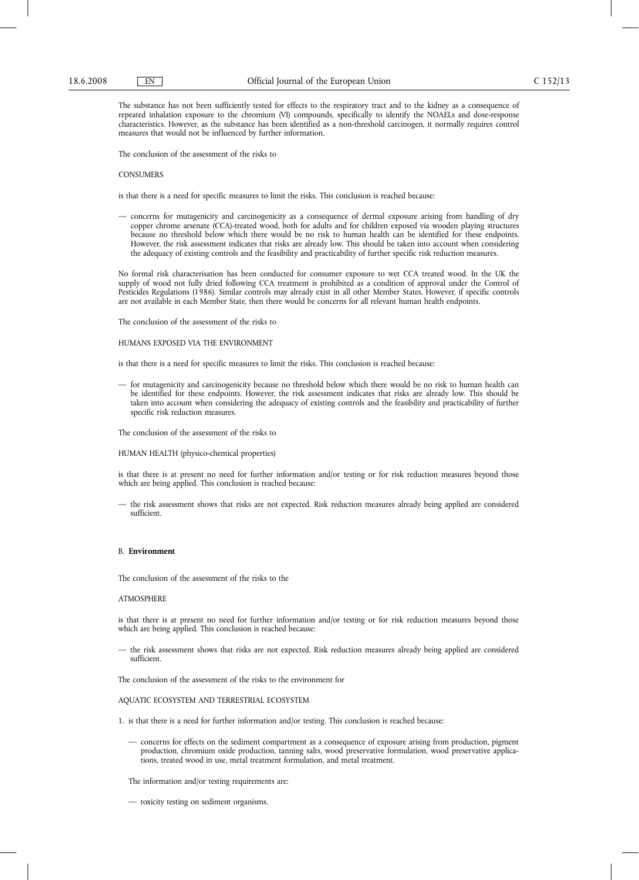The substance has not been sufficiently tested for effects to the respiratory tract and to the kidney as a consequence of repeated inhalation exposure to the chromium (VI) compounds, specifically to identify the NOAELs and dose-response characteristics. However, as the substance has been identified as a non-threshold carcinogen, it normally requires control measures that would not be influenced by further information.

The conclusion of the assessment of the risks to

CONSUMERS

is that there is a need for specific measures to limit the risks. This conclusion is reached because:

— concerns for mutagenicity and carcinogenicity as a consequence of dermal exposure arising from handling of dry copper chrome arsenate (CCA)-treated wood, both for adults and for children exposed via wooden playing structures because no threshold below which there would be no risk to human health can be identified for these endpoints. However, the risk assessment indicates that risks are already low. This should be taken into account when considering the adequacy of existing controls and the feasibility and practicability of further specific risk reduction measures.

No formal risk characterisation has been conducted for consumer exposure to wet CCA treated wood. In the UK the supply of wood not fully dried following CCA treatment is prohibited as a condition of approval under the Control of Pesticides Regulations (1986). Similar controls may already exist in all other Member States. However, if specific controls are not available in each Member State, then there would be concerns for all relevant human health endpoints.

The conclusion of the assessment of the risks to

HUMANS EXPOSED VIA THE ENVIRONMENT

is that there is a need for specific measures to limit the risks. This conclusion is reached because:

— for mutagenicity and carcinogenicity because no threshold below which there would be no risk to human health can be identified for these endpoints. However, the risk assessment indicates that risks are already low. This should be taken into account when considering the adequacy of existing controls and the feasibility and practicability of further specific risk reduction measures.

The conclusion of the assessment of the risks to

HUMAN HEALTH (physico-chemical properties)

is that there is at present no need for further information and/or testing or for risk reduction measures beyond those which are being applied. This conclusion is reached because:

— the risk assessment shows that risks are not expected. Risk reduction measures already being applied are considered sufficient.

### B. **Environment**

The conclusion of the assessment of the risks to the

ATMOSPHERE

is that there is at present no need for further information and/or testing or for risk reduction measures beyond those which are being applied. This conclusion is reached because:

— the risk assessment shows that risks are not expected. Risk reduction measures already being applied are considered sufficient.

The conclusion of the assessment of the risks to the environment for

AQUATIC ECOSYSTEM AND TERRESTRIAL ECOSYSTEM

1. is that there is a need for further information and/or testing. This conclusion is reached because:

   — concerns for effects on the sediment compartment as a consequence of exposure arising from production, pigment production, chromium oxide production, tanning salts, wood preservative formulation, wood preservative applications, treated wood in use, metal treatment formulation, and metal treatment.

   The information and/or testing requirements are:

   — toxicity testing on sediment organisms.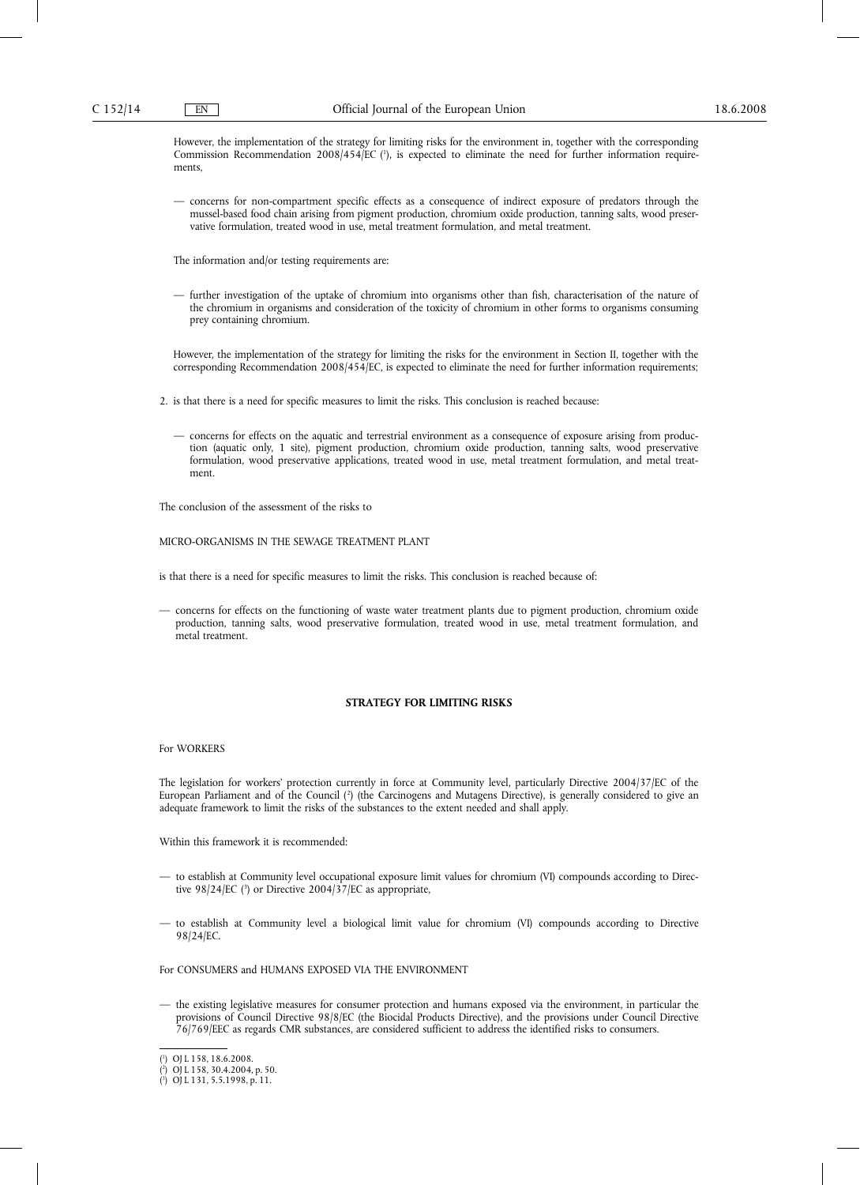However, the implementation of the strategy for limiting risks for the environment in, together with the corresponding Commission Recommendation 2008/454/EC ([1]), is expected to eliminate the need for further information requirements,

— concerns for non-compartment specific effects as a consequence of indirect exposure of predators through the mussel-based food chain arising from pigment production, chromium oxide production, tanning salts, wood preservative formulation, treated wood in use, metal treatment formulation, and metal treatment.

The information and/or testing requirements are:

— further investigation of the uptake of chromium into organisms other than fish, characterisation of the nature of the chromium in organisms and consideration of the toxicity of chromium in other forms to organisms consuming prey containing chromium.

However, the implementation of the strategy for limiting the risks for the environment in Section II, together with the corresponding Recommendation 2008/454/EC, is expected to eliminate the need for further information requirements;

2. is that there is a need for specific measures to limit the risks. This conclusion is reached because:

   — concerns for effects on the aquatic and terrestrial environment as a consequence of exposure arising from production (aquatic only, 1 site), pigment production, chromium oxide production, tanning salts, wood preservative formulation, wood preservative applications, treated wood in use, metal treatment formulation, and metal treatment.

The conclusion of the assessment of the risks to

MICRO-ORGANISMS IN THE SEWAGE TREATMENT PLANT

is that there is a need for specific measures to limit the risks. This conclusion is reached because of:

— concerns for effects on the functioning of waste water treatment plants due to pigment production, chromium oxide production, tanning salts, wood preservative formulation, treated wood in use, metal treatment formulation, and metal treatment.

**STRATEGY FOR LIMITING RISKS**

For WORKERS

The legislation for workers' protection currently in force at Community level, particularly Directive 2004/37/EC of the European Parliament and of the Council ([2]) (the Carcinogens and Mutagens Directive), is generally considered to give an adequate framework to limit the risks of the substances to the extent needed and shall apply.

Within this framework it is recommended:

— to establish at Community level occupational exposure limit values for chromium (VI) compounds according to Directive 98/24/EC ([3]) or Directive 2004/37/EC as appropriate,

— to establish at Community level a biological limit value for chromium (VI) compounds according to Directive 98/24/EC.

For CONSUMERS and HUMANS EXPOSED VIA THE ENVIRONMENT

— the existing legislative measures for consumer protection and humans exposed via the environment, in particular the provisions of Council Directive 98/8/EC (the Biocidal Products Directive), and the provisions under Council Directive 76/769/EEC as regards CMR substances, are considered sufficient to address the identified risks to consumers.

---

([1]) OJ L 158, 18.6.2008.

([2]) OJ L 158, 30.4.2004, p. 50.

([3]) OJ L 131, 5.5.1998, p. 11.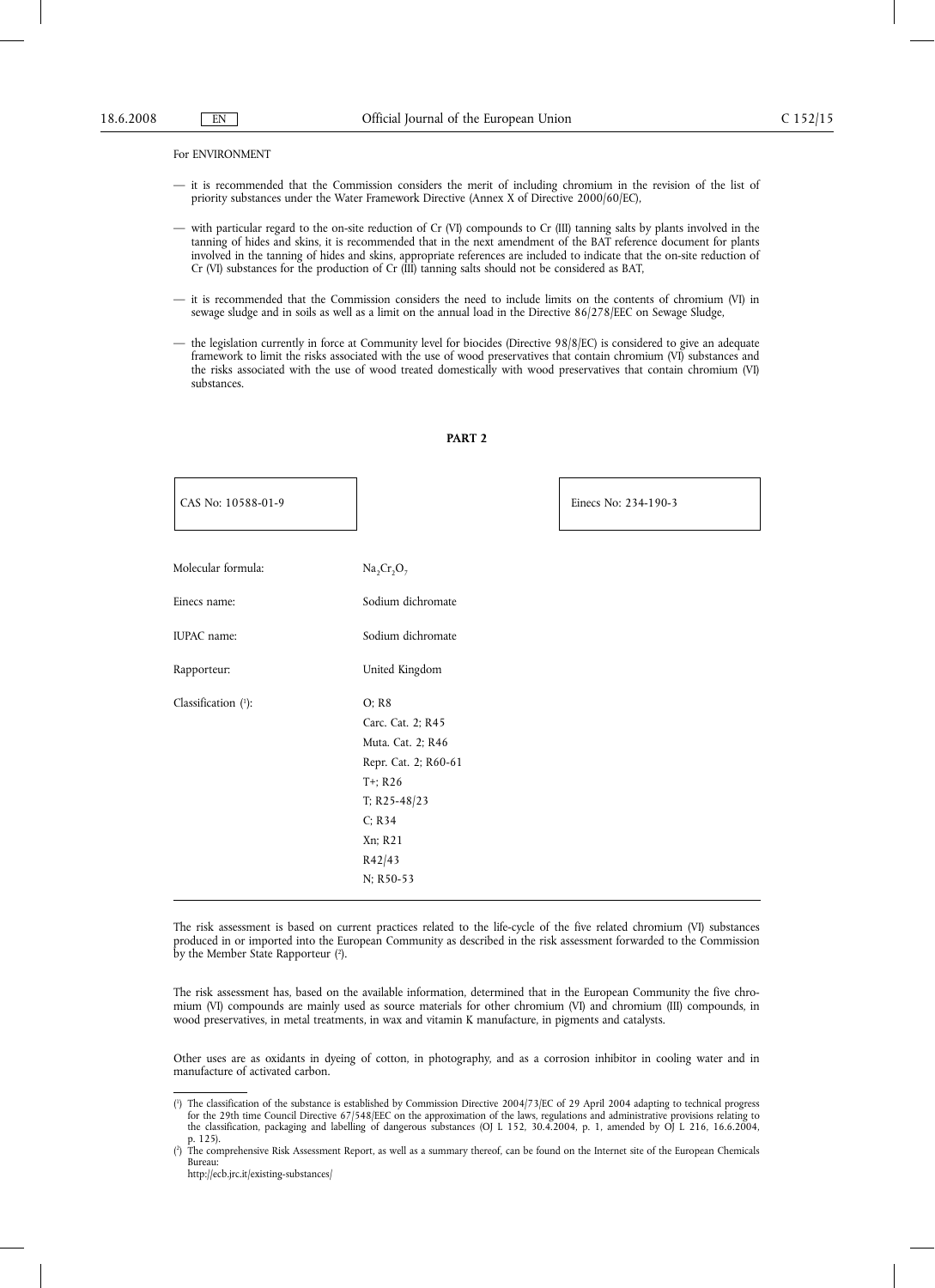For ENVIRONMENT

— it is recommended that the Commission considers the merit of including chromium in the revision of the list of priority substances under the Water Framework Directive (Annex X of Directive 2000/60/EC),

— with particular regard to the on-site reduction of Cr (VI) compounds to Cr (III) tanning salts by plants involved in the tanning of hides and skins, it is recommended that in the next amendment of the BAT reference document for plants involved in the tanning of hides and skins, appropriate references are included to indicate that the on-site reduction of Cr (VI) substances for the production of Cr (III) tanning salts should not be considered as BAT,

— it is recommended that the Commission considers the need to include limits on the contents of chromium (VI) in sewage sludge and in soils as well as a limit on the annual load in the Directive 86/278/EEC on Sewage Sludge,

— the legislation currently in force at Community level for biocides (Directive 98/8/EC) is considered to give an adequate framework to limit the risks associated with the use of wood preservatives that contain chromium (VI) substances and the risks associated with the use of wood treated domestically with wood preservatives that contain chromium (VI) substances.

## PART 2

| CAS No: 10588-01-9 | Einecs No: 234-190-3 |
|---|---|

| | |
|---|---|
| Molecular formula: | $Na_2Cr_2O_7$ |
| Einecs name: | Sodium dichromate |
| IUPAC name: | Sodium dichromate |
| Rapporteur: | United Kingdom |
| Classification [1]: | O; R8<br>Carc. Cat. 2; R45<br>Muta. Cat. 2; R46<br>Repr. Cat. 2; R60-61<br>T+; R26<br>T; R25-48/23<br>C; R34<br>Xn; R21<br>R42/43<br>N; R50-53 |

The risk assessment is based on current practices related to the life-cycle of the five related chromium (VI) substances produced in or imported into the European Community as described in the risk assessment forwarded to the Commission by the Member State Rapporteur [2].

The risk assessment has, based on the available information, determined that in the European Community the five chromium (VI) compounds are mainly used as source materials for other chromium (VI) and chromium (III) compounds, in wood preservatives, in metal treatments, in wax and vitamin K manufacture, in pigments and catalysts.

Other uses are as oxidants in dyeing of cotton, in photography, and as a corrosion inhibitor in cooling water and in manufacture of activated carbon.

---

[1] The classification of the substance is established by Commission Directive 2004/73/EC of 29 April 2004 adapting to technical progress for the 29th time Council Directive 67/548/EEC on the approximation of the laws, regulations and administrative provisions relating to the classification, packaging and labelling of dangerous substances (OJ L 152, 30.4.2004, p. 1, amended by OJ L 216, 16.6.2004, p. 125).

[2] The comprehensive Risk Assessment Report, as well as a summary thereof, can be found on the Internet site of the European Chemicals Bureau:
http://ecb.jrc.it/existing-substances/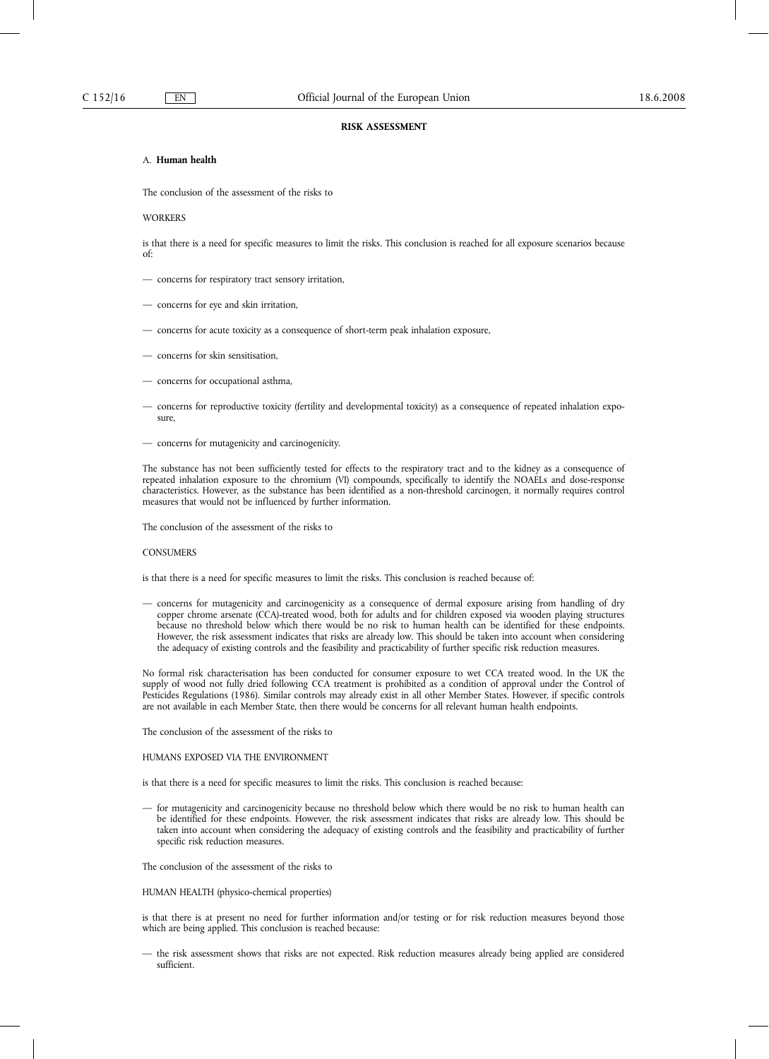## RISK ASSESSMENT

### A. Human health

The conclusion of the assessment of the risks to

WORKERS

is that there is a need for specific measures to limit the risks. This conclusion is reached for all exposure scenarios because of:

- concerns for respiratory tract sensory irritation,
- concerns for eye and skin irritation,
- concerns for acute toxicity as a consequence of short-term peak inhalation exposure,
- concerns for skin sensitisation,
- concerns for occupational asthma,
- concerns for reproductive toxicity (fertility and developmental toxicity) as a consequence of repeated inhalation exposure,
- concerns for mutagenicity and carcinogenicity.

The substance has not been sufficiently tested for effects to the respiratory tract and to the kidney as a consequence of repeated inhalation exposure to the chromium (VI) compounds, specifically to identify the NOAELs and dose-response characteristics. However, as the substance has been identified as a non-threshold carcinogen, it normally requires control measures that would not be influenced by further information.

The conclusion of the assessment of the risks to

CONSUMERS

is that there is a need for specific measures to limit the risks. This conclusion is reached because of:

- concerns for mutagenicity and carcinogenicity as a consequence of dermal exposure arising from handling of dry copper chrome arsenate (CCA)-treated wood, both for adults and for children exposed via wooden playing structures because no threshold below which there would be no risk to human health can be identified for these endpoints. However, the risk assessment indicates that risks are already low. This should be taken into account when considering the adequacy of existing controls and the feasibility and practicability of further specific risk reduction measures.

No formal risk characterisation has been conducted for consumer exposure to wet CCA treated wood. In the UK the supply of wood not fully dried following CCA treatment is prohibited as a condition of approval under the Control of Pesticides Regulations (1986). Similar controls may already exist in all other Member States. However, if specific controls are not available in each Member State, then there would be concerns for all relevant human health endpoints.

The conclusion of the assessment of the risks to

HUMANS EXPOSED VIA THE ENVIRONMENT

is that there is a need for specific measures to limit the risks. This conclusion is reached because:

- for mutagenicity and carcinogenicity because no threshold below which there would be no risk to human health can be identified for these endpoints. However, the risk assessment indicates that risks are already low. This should be taken into account when considering the adequacy of existing controls and the feasibility and practicability of further specific risk reduction measures.

The conclusion of the assessment of the risks to

HUMAN HEALTH (physico-chemical properties)

is that there is at present no need for further information and/or testing or for risk reduction measures beyond those which are being applied. This conclusion is reached because:

- the risk assessment shows that risks are not expected. Risk reduction measures already being applied are considered sufficient.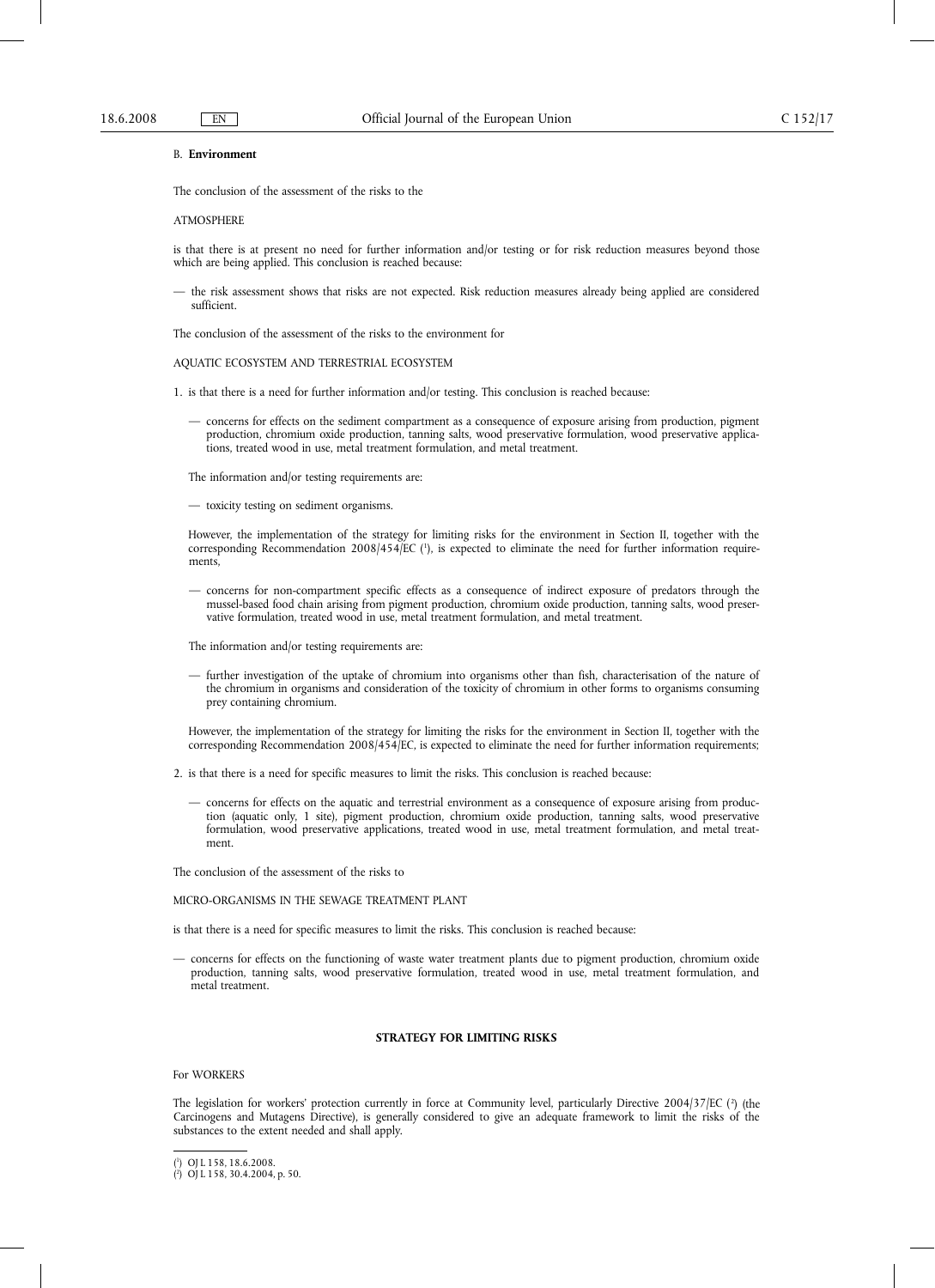B. **Environment**

The conclusion of the assessment of the risks to the

ATMOSPHERE

is that there is at present no need for further information and/or testing or for risk reduction measures beyond those which are being applied. This conclusion is reached because:

— the risk assessment shows that risks are not expected. Risk reduction measures already being applied are considered sufficient.

The conclusion of the assessment of the risks to the environment for

AQUATIC ECOSYSTEM AND TERRESTRIAL ECOSYSTEM

1. is that there is a need for further information and/or testing. This conclusion is reached because:

   — concerns for effects on the sediment compartment as a consequence of exposure arising from production, pigment production, chromium oxide production, tanning salts, wood preservative formulation, wood preservative applications, treated wood in use, metal treatment formulation, and metal treatment.

   The information and/or testing requirements are:

   — toxicity testing on sediment organisms.

   However, the implementation of the strategy for limiting risks for the environment in Section II, together with the corresponding Recommendation 2008/454/EC [1], is expected to eliminate the need for further information requirements,

   — concerns for non-compartment specific effects as a consequence of indirect exposure of predators through the mussel-based food chain arising from pigment production, chromium oxide production, tanning salts, wood preservative formulation, treated wood in use, metal treatment formulation, and metal treatment.

   The information and/or testing requirements are:

   — further investigation of the uptake of chromium into organisms other than fish, characterisation of the nature of the chromium in organisms and consideration of the toxicity of chromium in other forms to organisms consuming prey containing chromium.

   However, the implementation of the strategy for limiting the risks for the environment in Section II, together with the corresponding Recommendation 2008/454/EC, is expected to eliminate the need for further information requirements;

2. is that there is a need for specific measures to limit the risks. This conclusion is reached because:

   — concerns for effects on the aquatic and terrestrial environment as a consequence of exposure arising from production (aquatic only, 1 site), pigment production, chromium oxide production, tanning salts, wood preservative formulation, wood preservative applications, treated wood in use, metal treatment formulation, and metal treatment.

The conclusion of the assessment of the risks to

MICRO-ORGANISMS IN THE SEWAGE TREATMENT PLANT

is that there is a need for specific measures to limit the risks. This conclusion is reached because:

— concerns for effects on the functioning of waste water treatment plants due to pigment production, chromium oxide production, tanning salts, wood preservative formulation, treated wood in use, metal treatment formulation, and metal treatment.

**STRATEGY FOR LIMITING RISKS**

For WORKERS

The legislation for workers' protection currently in force at Community level, particularly Directive 2004/37/EC [2] (the Carcinogens and Mutagens Directive), is generally considered to give an adequate framework to limit the risks of the substances to the extent needed and shall apply.

---

[1] OJ L 158, 18.6.2008.

[2] OJ L 158, 30.4.2004, p. 50.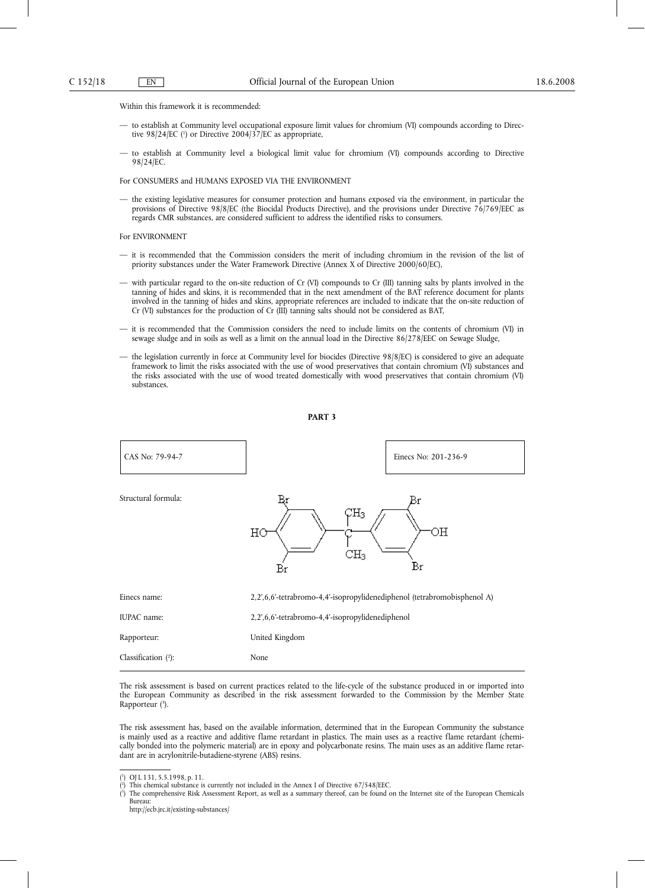Within this framework it is recommended:

— to establish at Community level occupational exposure limit values for chromium (VI) compounds according to Directive 98/24/EC ([1]) or Directive 2004/37/EC as appropriate,

— to establish at Community level a biological limit value for chromium (VI) compounds according to Directive 98/24/EC.

For CONSUMERS and HUMANS EXPOSED VIA THE ENVIRONMENT

— the existing legislative measures for consumer protection and humans exposed via the environment, in particular the provisions of Directive 98/8/EC (the Biocidal Products Directive), and the provisions under Directive 76/769/EEC as regards CMR substances, are considered sufficient to address the identified risks to consumers.

For ENVIRONMENT

— it is recommended that the Commission considers the merit of including chromium in the revision of the list of priority substances under the Water Framework Directive (Annex X of Directive 2000/60/EC),

— with particular regard to the on-site reduction of Cr (VI) compounds to Cr (III) tanning salts by plants involved in the tanning of hides and skins, it is recommended that in the next amendment of the BAT reference document for plants involved in the tanning of hides and skins, appropriate references are included to indicate that the on-site reduction of Cr (VI) substances for the production of Cr (III) tanning salts should not be considered as BAT,

— it is recommended that the Commission considers the need to include limits on the contents of chromium (VI) in sewage sludge and in soils as well as a limit on the annual load in the Directive 86/278/EEC on Sewage Sludge,

— the legislation currently in force at Community level for biocides (Directive 98/8/EC) is considered to give an adequate framework to limit the risks associated with the use of wood preservatives that contain chromium (VI) substances and the risks associated with the use of wood treated domestically with wood preservatives that contain chromium (VI) substances.

## PART 3

| CAS No: 79-94-7 | Einecs No: 201-236-9 |
|---|---|

Structural formula:

| | |
|---|---|
| Einecs name: | 2,2',6,6'-tetrabromo-4,4'-isopropylidenediphenol (tetrabromobisphenol A) |
| IUPAC name: | 2,2',6,6'-tetrabromo-4,4'-isopropylidenediphenol |
| Rapporteur: | United Kingdom |
| Classification ([2]): | None |

The risk assessment is based on current practices related to the life-cycle of the substance produced in or imported into the European Community as described in the risk assessment forwarded to the Commission by the Member State Rapporteur ([3]).

The risk assessment has, based on the available information, determined that in the European Community the substance is mainly used as a reactive and additive flame retardant in plastics. The main uses as a reactive flame retardant (chemically bonded into the polymeric material) are in epoxy and polycarbonate resins. The main uses as an additive flame retardant are in acrylonitrile-butadiene-styrene (ABS) resins.

---

([1]) OJ L 131, 5.5.1998, p. 11.

([2]) This chemical substance is currently not included in the Annex I of Directive 67/548/EEC.

([3]) The comprehensive Risk Assessment Report, as well as a summary thereof, can be found on the Internet site of the European Chemicals Bureau:
http://ecb.jrc.it/existing-substances/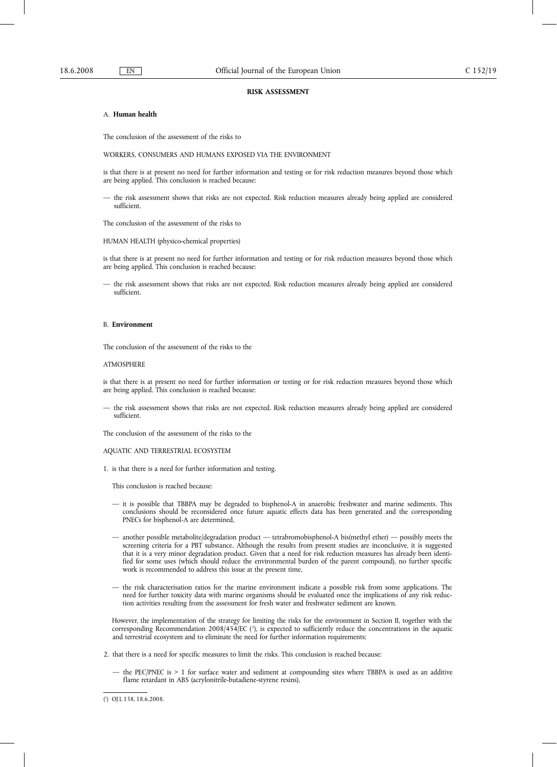**RISK ASSESSMENT**

A. **Human health**

The conclusion of the assessment of the risks to

WORKERS, CONSUMERS AND HUMANS EXPOSED VIA THE ENVIRONMENT

is that there is at present no need for further information and testing or for risk reduction measures beyond those which are being applied. This conclusion is reached because:

— the risk assessment shows that risks are not expected. Risk reduction measures already being applied are considered sufficient.

The conclusion of the assessment of the risks to

HUMAN HEALTH (physico-chemical properties)

is that there is at present no need for further information and testing or for risk reduction measures beyond those which are being applied. This conclusion is reached because:

— the risk assessment shows that risks are not expected. Risk reduction measures already being applied are considered sufficient.

B. **Environment**

The conclusion of the assessment of the risks to the

ATMOSPHERE

is that there is at present no need for further information or testing or for risk reduction measures beyond those which are being applied. This conclusion is reached because:

— the risk assessment shows that risks are not expected. Risk reduction measures already being applied are considered sufficient.

The conclusion of the assessment of the risks to the

AQUATIC AND TERRESTRIAL ECOSYSTEM

1. is that there is a need for further information and testing.

   This conclusion is reached because:

   — it is possible that TBBPA may be degraded to bisphenol-A in anaerobic freshwater and marine sediments. This conclusions should be reconsidered once future aquatic effects data has been generated and the corresponding PNECs for bisphenol-A are determined,

   — another possible metabolite/degradation product — tetrabromobisphenol-A bis(methyl ether) — possibly meets the screening criteria for a PBT substance. Although the results from present studies are inconclusive, it is suggested that it is a very minor degradation product. Given that a need for risk reduction measures has already been identified for some uses (which should reduce the environmental burden of the parent compound), no further specific work is recommended to address this issue at the present time,

   — the risk characterisation ratios for the marine environment indicate a possible risk from some applications. The need for further toxicity data with marine organisms should be evaluated once the implications of any risk reduction activities resulting from the assessment for fresh water and freshwater sediment are known.

   However, the implementation of the strategy for limiting the risks for the environment in Section II, together with the corresponding Recommendation 2008/454/EC [1], is expected to sufficiently reduce the concentrations in the aquatic and terrestrial ecosystem and to eliminate the need for further information requirements;

2. that there is a need for specific measures to limit the risks. This conclusion is reached because:

   — the PEC/PNEC is > 1 for surface water and sediment at compounding sites where TBBPA is used as an additive flame retardant in ABS (acrylonitrile-butadiene-styrene resins),

[1] OJ L 158, 18.6.2008.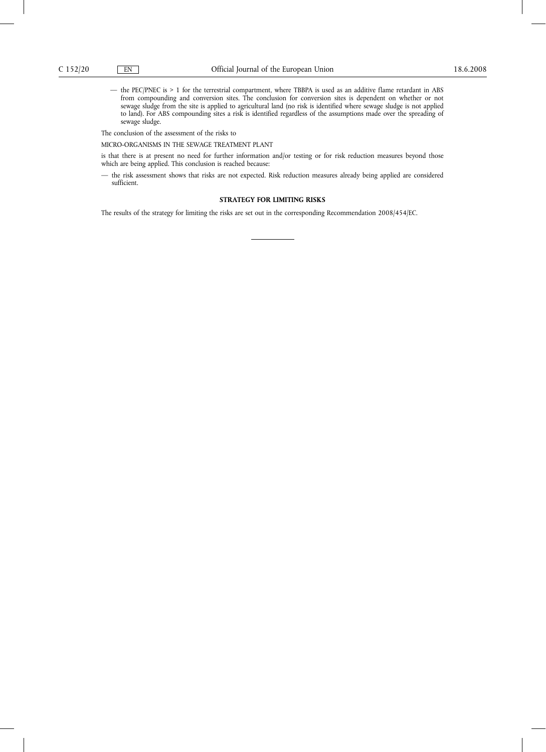— the PEC/PNEC is > 1 for the terrestrial compartment, where TBBPA is used as an additive flame retardant in ABS from compounding and conversion sites. The conclusion for conversion sites is dependent on whether or not sewage sludge from the site is applied to agricultural land (no risk is identified where sewage sludge is not applied to land). For ABS compounding sites a risk is identified regardless of the assumptions made over the spreading of sewage sludge.

The conclusion of the assessment of the risks to

MICRO-ORGANISMS IN THE SEWAGE TREATMENT PLANT

is that there is at present no need for further information and/or testing or for risk reduction measures beyond those which are being applied. This conclusion is reached because:

— the risk assessment shows that risks are not expected. Risk reduction measures already being applied are considered sufficient.

## STRATEGY FOR LIMITING RISKS

The results of the strategy for limiting the risks are set out in the corresponding Recommendation 2008/454/EC.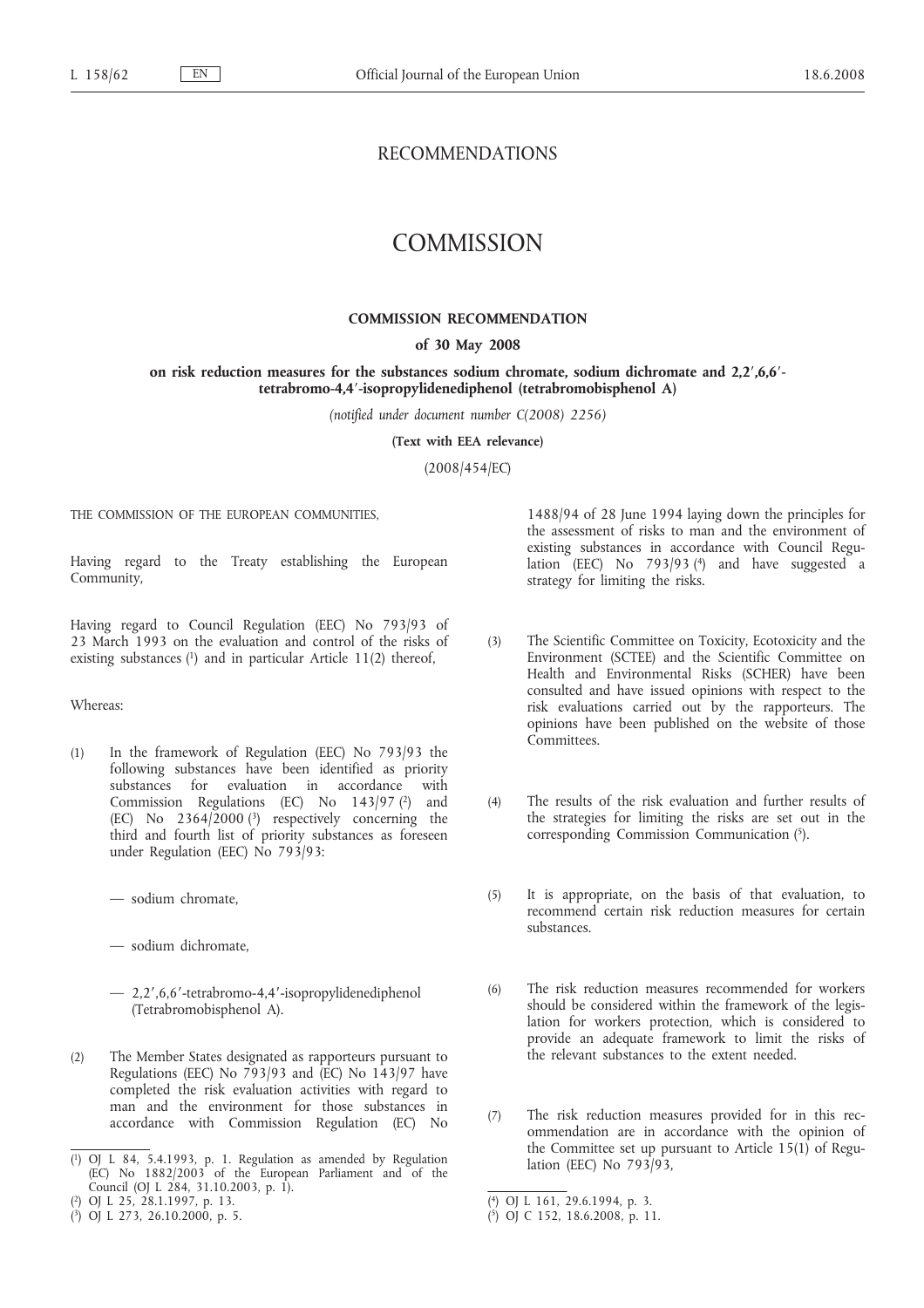# RECOMMENDATIONS

# COMMISSION

## COMMISSION RECOMMENDATION

### of 30 May 2008

### on risk reduction measures for the substances sodium chromate, sodium dichromate and 2,2′,6,6′-tetrabromo-4,4′-isopropylidenediphenol (tetrabromobisphenol A)

*(notified under document number C(2008) 2256)*

**(Text with EEA relevance)**

(2008/454/EC)

THE COMMISSION OF THE EUROPEAN COMMUNITIES,

Having regard to the Treaty establishing the European Community,

Having regard to Council Regulation (EEC) No 793/93 of 23 March 1993 on the evaluation and control of the risks of existing substances [1] and in particular Article 11(2) thereof,

Whereas:

(1) In the framework of Regulation (EEC) No 793/93 the following substances have been identified as priority substances for evaluation in accordance with Commission Regulations (EC) No 143/97 [2] and (EC) No 2364/2000 [3] respectively concerning the third and fourth list of priority substances as foreseen under Regulation (EEC) No 793/93:

— sodium chromate,

— sodium dichromate,

— 2,2′,6,6′-tetrabromo-4,4′-isopropylidenediphenol (Tetrabromobisphenol A).

(2) The Member States designated as rapporteurs pursuant to Regulations (EEC) No 793/93 and (EC) No 143/97 have completed the risk evaluation activities with regard to man and the environment for those substances in accordance with Commission Regulation (EC) No 1488/94 of 28 June 1994 laying down the principles for the assessment of risks to man and the environment of existing substances in accordance with Council Regulation (EEC) No 793/93 [4] and have suggested a strategy for limiting the risks.

(3) The Scientific Committee on Toxicity, Ecotoxicity and the Environment (SCTEE) and the Scientific Committee on Health and Environmental Risks (SCHER) have been consulted and have issued opinions with respect to the risk evaluations carried out by the rapporteurs. The opinions have been published on the website of those Committees.

(4) The results of the risk evaluation and further results of the strategies for limiting the risks are set out in the corresponding Commission Communication [5].

(5) It is appropriate, on the basis of that evaluation, to recommend certain risk reduction measures for certain substances.

(6) The risk reduction measures recommended for workers should be considered within the framework of the legislation for workers protection, which is considered to provide an adequate framework to limit the risks of the relevant substances to the extent needed.

(7) The risk reduction measures provided for in this recommendation are in accordance with the opinion of the Committee set up pursuant to Article 15(1) of Regulation (EEC) No 793/93,

---

[1] OJ L 84, 5.4.1993, p. 1. Regulation as amended by Regulation (EC) No 1882/2003 of the European Parliament and of the Council (OJ L 284, 31.10.2003, p. 1).

[2] OJ L 25, 28.1.1997, p. 13.

[3] OJ L 273, 26.10.2000, p. 5.

[4] OJ L 161, 29.6.1994, p. 3.

[5] OJ C 152, 18.6.2008, p. 11.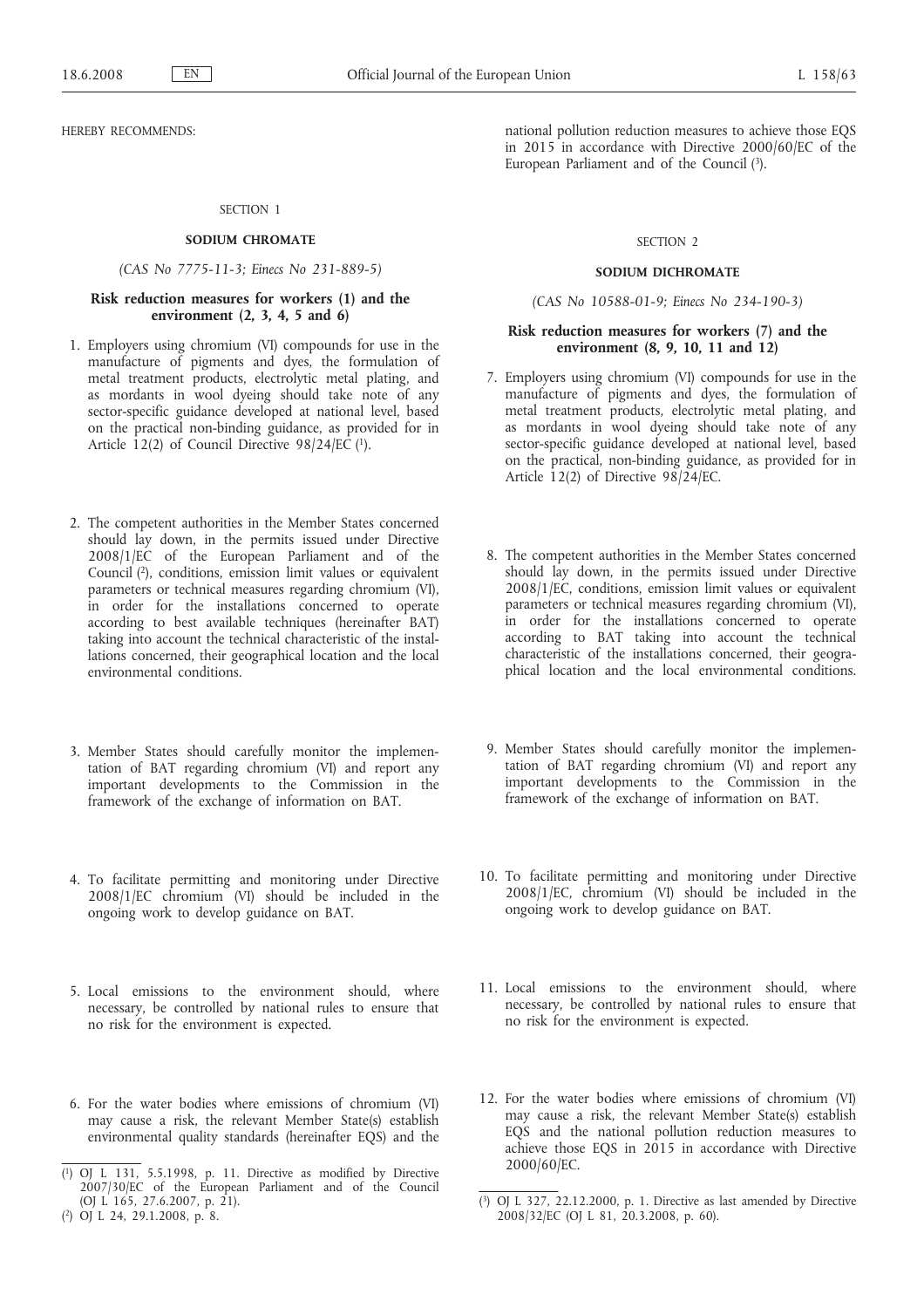HEREBY RECOMMENDS:

SECTION 1

**SODIUM CHROMATE**

*(CAS No 7775-11-3; Einecs No 231-889-5)*

**Risk reduction measures for workers (1) and the environment (2, 3, 4, 5 and 6)**

1. Employers using chromium (VI) compounds for use in the manufacture of pigments and dyes, the formulation of metal treatment products, electrolytic metal plating, and as mordants in wool dyeing should take note of any sector-specific guidance developed at national level, based on the practical non-binding guidance, as provided for in Article 12(2) of Council Directive 98/24/EC [1].

2. The competent authorities in the Member States concerned should lay down, in the permits issued under Directive 2008/1/EC of the European Parliament and of the Council [2], conditions, emission limit values or equivalent parameters or technical measures regarding chromium (VI), in order for the installations concerned to operate according to best available techniques (hereinafter BAT) taking into account the technical characteristic of the installations concerned, their geographical location and the local environmental conditions.

3. Member States should carefully monitor the implementation of BAT regarding chromium (VI) and report any important developments to the Commission in the framework of the exchange of information on BAT.

4. To facilitate permitting and monitoring under Directive 2008/1/EC chromium (VI) should be included in the ongoing work to develop guidance on BAT.

5. Local emissions to the environment should, where necessary, be controlled by national rules to ensure that no risk for the environment is expected.

6. For the water bodies where emissions of chromium (VI) may cause a risk, the relevant Member State(s) establish environmental quality standards (hereinafter EQS) and the national pollution reduction measures to achieve those EQS in 2015 in accordance with Directive 2000/60/EC of the European Parliament and of the Council [3].

SECTION 2

**SODIUM DICHROMATE**

*(CAS No 10588-01-9; Einecs No 234-190-3)*

**Risk reduction measures for workers (7) and the environment (8, 9, 10, 11 and 12)**

7. Employers using chromium (VI) compounds for use in the manufacture of pigments and dyes, the formulation of metal treatment products, electrolytic metal plating, and as mordants in wool dyeing should take note of any sector-specific guidance developed at national level, based on the practical, non-binding guidance, as provided for in Article 12(2) of Directive 98/24/EC.

8. The competent authorities in the Member States concerned should lay down, in the permits issued under Directive 2008/1/EC, conditions, emission limit values or equivalent parameters or technical measures regarding chromium (VI), in order for the installations concerned to operate according to BAT taking into account the technical characteristic of the installations concerned, their geographical location and the local environmental conditions.

9. Member States should carefully monitor the implementation of BAT regarding chromium (VI) and report any important developments to the Commission in the framework of the exchange of information on BAT.

10. To facilitate permitting and monitoring under Directive 2008/1/EC, chromium (VI) should be included in the ongoing work to develop guidance on BAT.

11. Local emissions to the environment should, where necessary, be controlled by national rules to ensure that no risk for the environment is expected.

12. For the water bodies where emissions of chromium (VI) may cause a risk, the relevant Member State(s) establish EQS and the national pollution reduction measures to achieve those EQS in 2015 in accordance with Directive 2000/60/EC.

---

[1] OJ L 131, 5.5.1998, p. 11. Directive as modified by Directive 2007/30/EC of the European Parliament and of the Council (OJ L 165, 27.6.2007, p. 21).

[2] OJ L 24, 29.1.2008, p. 8.

[3] OJ L 327, 22.12.2000, p. 1. Directive as last amended by Directive 2008/32/EC (OJ L 81, 20.3.2008, p. 60).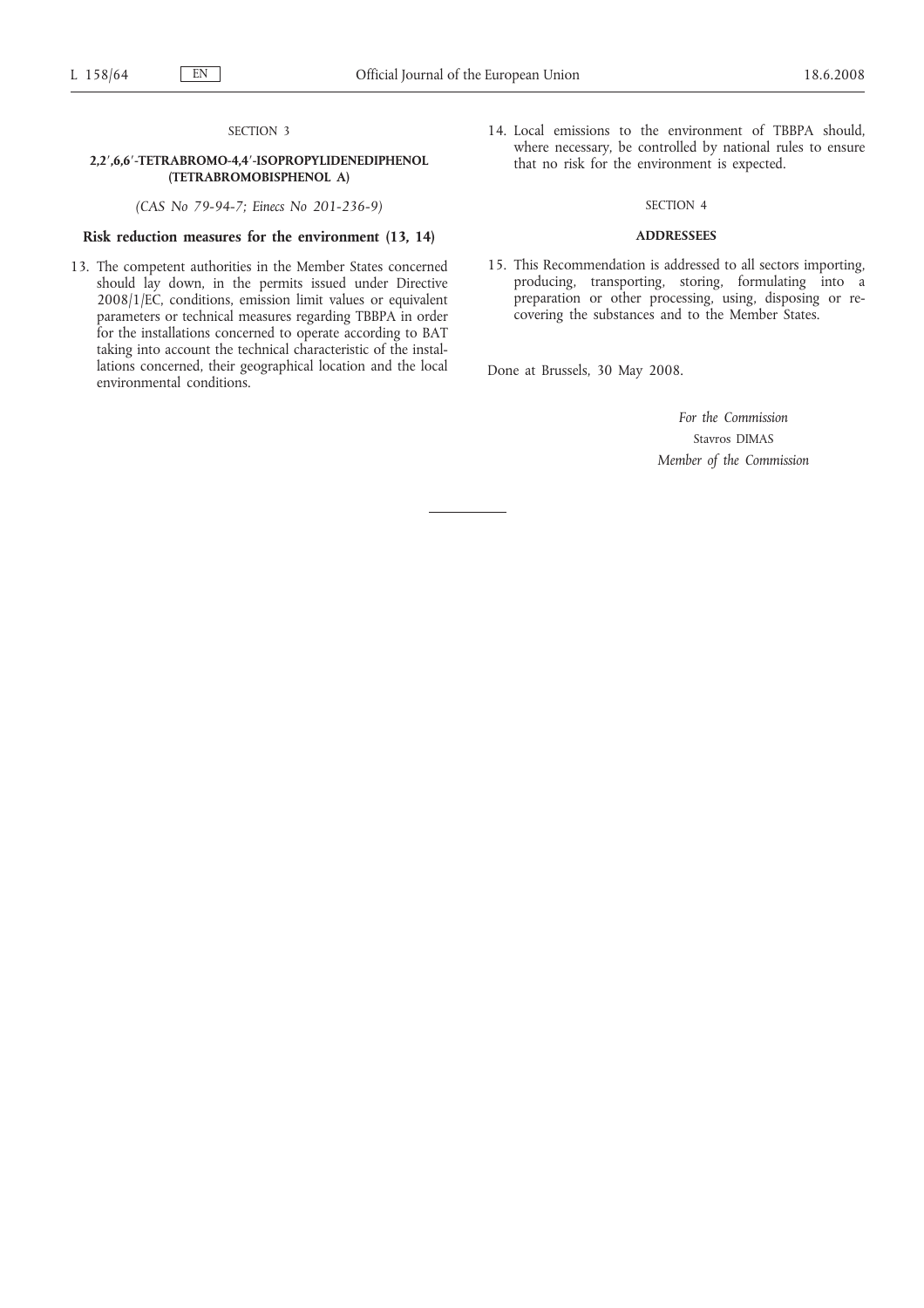SECTION 3

**2,2′,6,6′-TETRABROMO-4,4′-ISOPROPYLIDENEDIPHENOL (TETRABROMOBISPHENOL A)**

*(CAS No 79-94-7; Einecs No 201-236-9)*

**Risk reduction measures for the environment (13, 14)**

13. The competent authorities in the Member States concerned should lay down, in the permits issued under Directive 2008/1/EC, conditions, emission limit values or equivalent parameters or technical measures regarding TBBPA in order for the installations concerned to operate according to BAT taking into account the technical characteristic of the installations concerned, their geographical location and the local environmental conditions.

14. Local emissions to the environment of TBBPA should, where necessary, be controlled by national rules to ensure that no risk for the environment is expected.

SECTION 4

**ADDRESSEES**

15. This Recommendation is addressed to all sectors importing, producing, transporting, storing, formulating into a preparation or other processing, using, disposing or recovering the substances and to the Member States.

Done at Brussels, 30 May 2008.

*For the Commission*

Stavros DIMAS

*Member of the Commission*